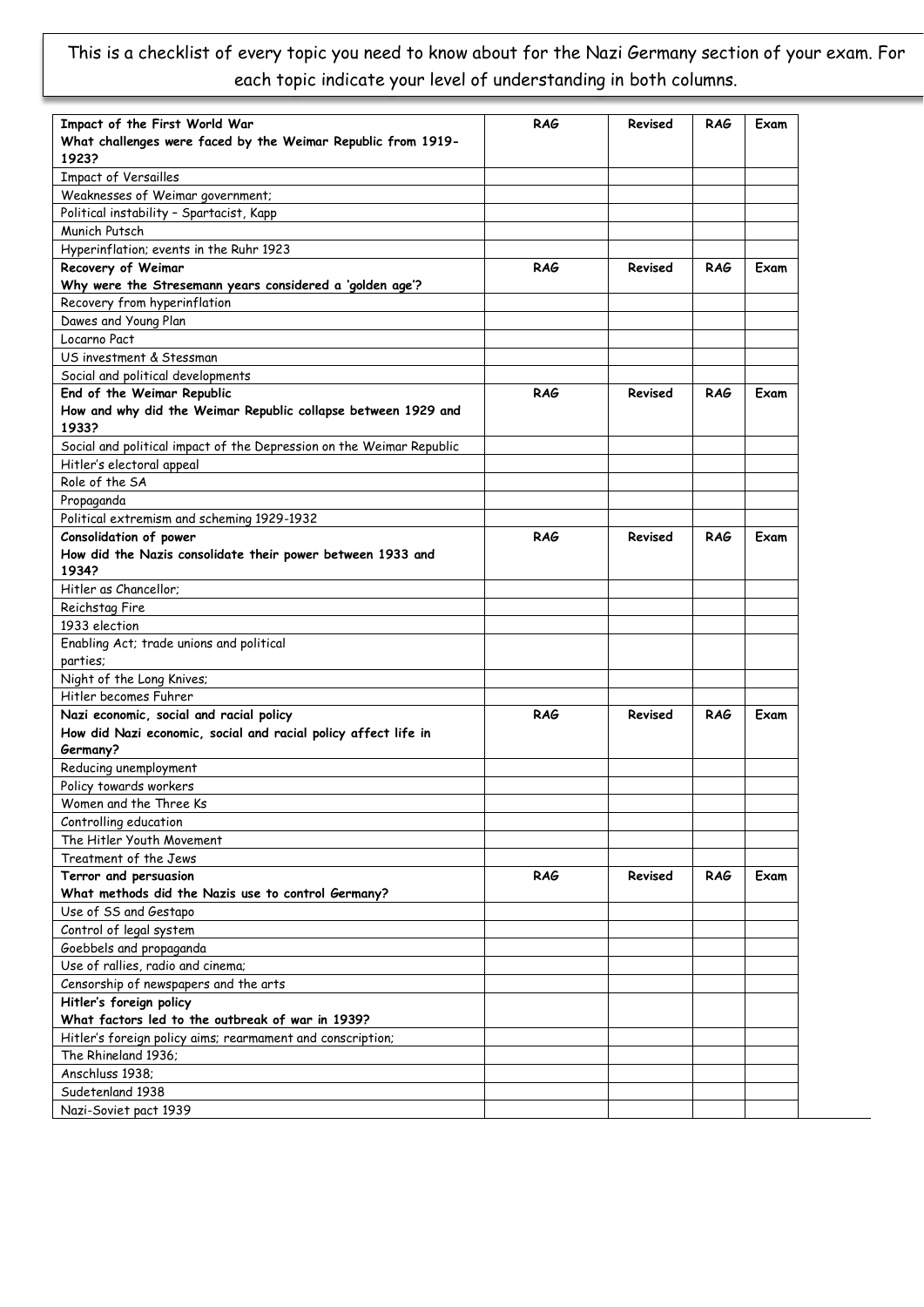This is a checklist of every topic you need to know about for the Nazi Germany section of your exam. For each topic indicate your level of understanding in both columns.

| **Impact of the First World War**<br>**What challenges were faced by the Weimar Republic from 1919-1923?** | **RAG** | **Revised** | **RAG** | **Exam** |
|---|---|---|---|---|
| Impact of Versailles | | | | |
| Weaknesses of Weimar government; | | | | |
| Political instability – Spartacist, Kapp | | | | |
| Munich Putsch | | | | |
| Hyperinflation; events in the Ruhr 1923 | | | | |
| **Recovery of Weimar**<br>**Why were the Stresemann years considered a 'golden age'?** | **RAG** | **Revised** | **RAG** | **Exam** |
| Recovery from hyperinflation | | | | |
| Dawes and Young Plan | | | | |
| Locarno Pact | | | | |
| US investment & Stessman | | | | |
| Social and political developments | | | | |
| **End of the Weimar Republic**<br>**How and why did the Weimar Republic collapse between 1929 and 1933?** | **RAG** | **Revised** | **RAG** | **Exam** |
| Social and political impact of the Depression on the Weimar Republic | | | | |
| Hitler's electoral appeal | | | | |
| Role of the SA | | | | |
| Propaganda | | | | |
| Political extremism and scheming 1929-1932 | | | | |
| **Consolidation of power**<br>**How did the Nazis consolidate their power between 1933 and 1934?** | **RAG** | **Revised** | **RAG** | **Exam** |
| Hitler as Chancellor; | | | | |
| Reichstag Fire | | | | |
| 1933 election | | | | |
| Enabling Act; trade unions and political parties; | | | | |
| Night of the Long Knives; | | | | |
| Hitler becomes Fuhrer | | | | |
| **Nazi economic, social and racial policy**<br>**How did Nazi economic, social and racial policy affect life in Germany?** | **RAG** | **Revised** | **RAG** | **Exam** |
| Reducing unemployment | | | | |
| Policy towards workers | | | | |
| Women and the Three Ks | | | | |
| Controlling education | | | | |
| The Hitler Youth Movement | | | | |
| Treatment of the Jews | | | | |
| **Terror and persuasion**<br>**What methods did the Nazis use to control Germany?** | **RAG** | **Revised** | **RAG** | **Exam** |
| Use of SS and Gestapo | | | | |
| Control of legal system | | | | |
| Goebbels and propaganda | | | | |
| Use of rallies, radio and cinema; | | | | |
| Censorship of newspapers and the arts | | | | |
| **Hitler's foreign policy**<br>**What factors led to the outbreak of war in 1939?** | | | | |
| Hitler's foreign policy aims; rearmament and conscription; | | | | |
| The Rhineland 1936; | | | | |
| Anschluss 1938; | | | | |
| Sudetenland 1938 | | | | |
| Nazi-Soviet pact 1939 | | | | |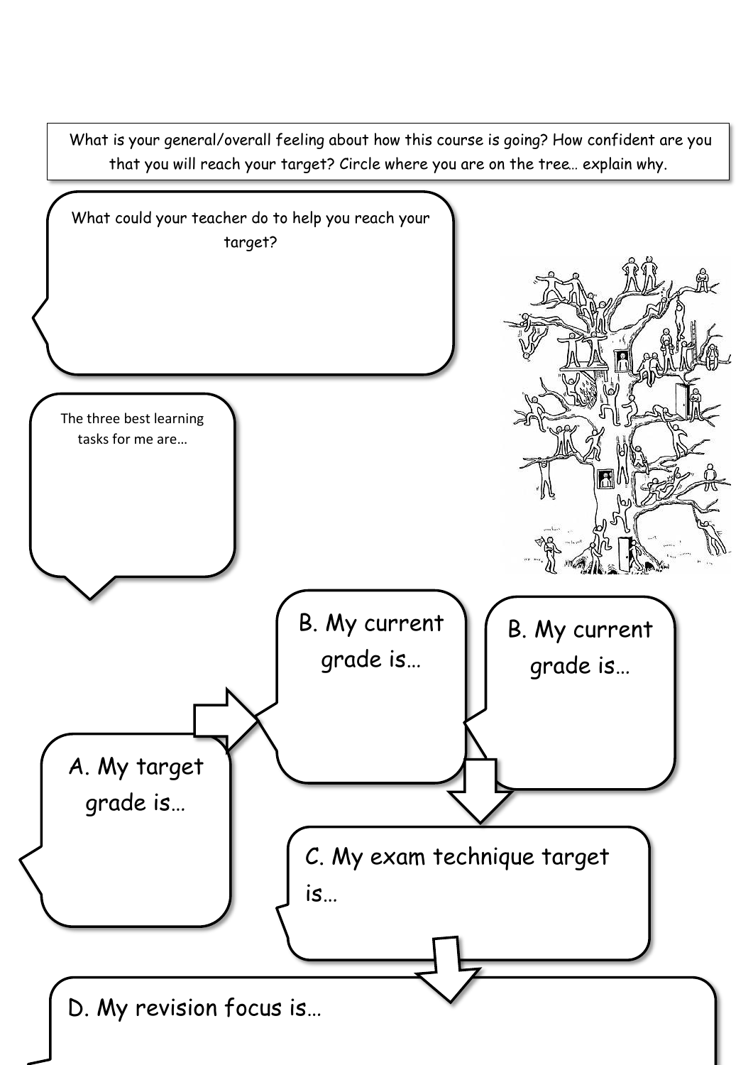What is your general/overall feeling about how this course is going? How confident are you that you will reach your target? Circle where you are on the tree… explain why.

What could your teacher do to help you reach your target?

The three best learning tasks for me are…

B. My current grade is…

B. My current grade is…

A. My target grade is…

C. My exam technique target is…

D. My revision focus is…